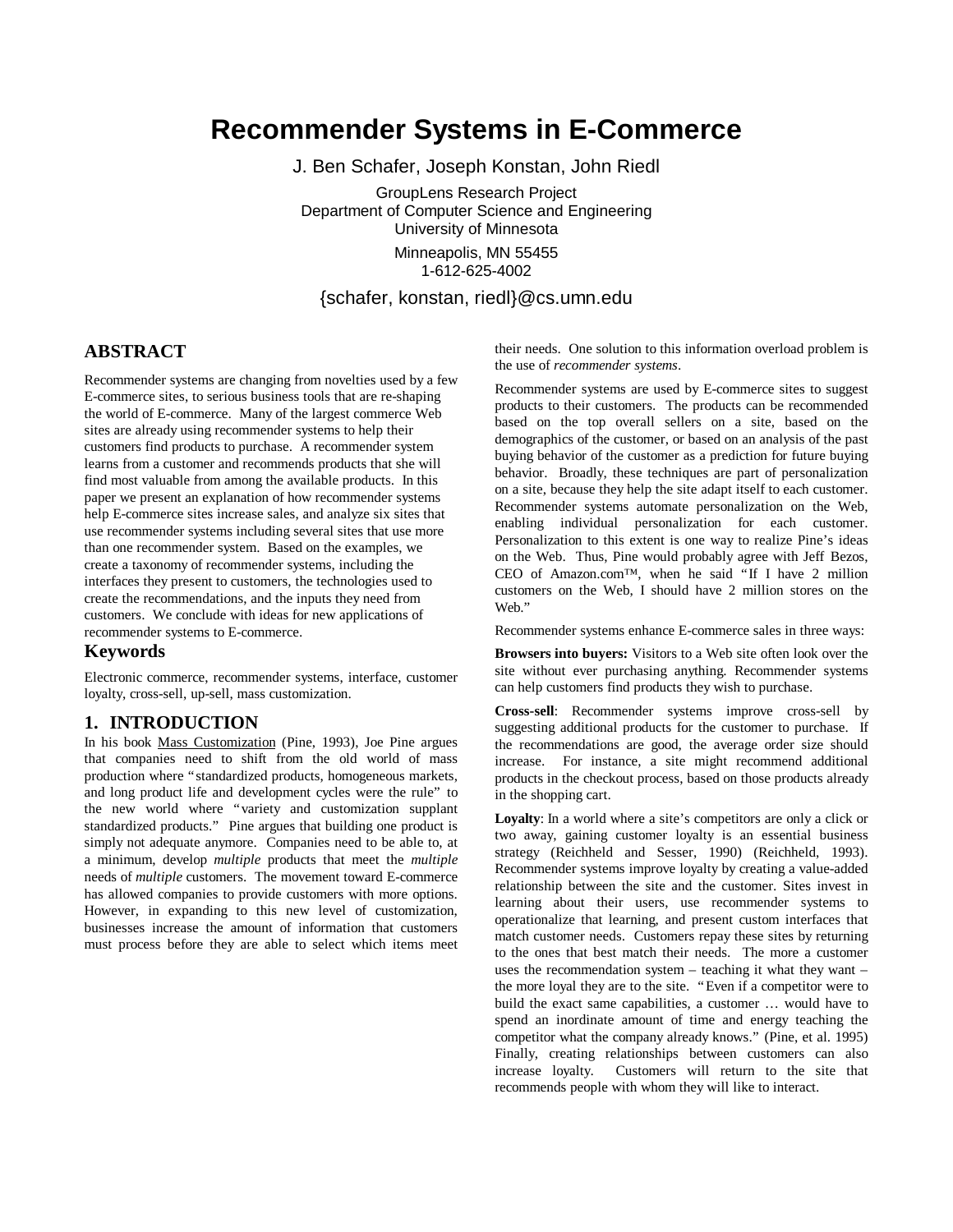# Recommender Systems in E-Commerce

J. Ben Schafer, Joseph Konstan, John Riedl

GroupLens Research Project
Department of Computer Science and Engineering
University of Minnesota

Minneapolis, MN 55455
1-612-625-4002

{schafer, konstan, riedl}@cs.umn.edu

## ABSTRACT

Recommender systems are changing from novelties used by a few E-commerce sites, to serious business tools that are re-shaping the world of E-commerce. Many of the largest commerce Web sites are already using recommender systems to help their customers find products to purchase. A recommender system learns from a customer and recommends products that she will find most valuable from among the available products. In this paper we present an explanation of how recommender systems help E-commerce sites increase sales, and analyze six sites that use recommender systems including several sites that use more than one recommender system. Based on the examples, we create a taxonomy of recommender systems, including the interfaces they present to customers, the technologies used to create the recommendations, and the inputs they need from customers. We conclude with ideas for new applications of recommender systems to E-commerce.

### Keywords

Electronic commerce, recommender systems, interface, customer loyalty, cross-sell, up-sell, mass customization.

## 1. INTRODUCTION

In his book Mass Customization (Pine, 1993), Joe Pine argues that companies need to shift from the old world of mass production where "standardized products, homogeneous markets, and long product life and development cycles were the rule" to the new world where "variety and customization supplant standardized products." Pine argues that building one product is simply not adequate anymore. Companies need to be able to, at a minimum, develop *multiple* products that meet the *multiple* needs of *multiple* customers. The movement toward E-commerce has allowed companies to provide customers with more options. However, in expanding to this new level of customization, businesses increase the amount of information that customers must process before they are able to select which items meet their needs. One solution to this information overload problem is the use of *recommender systems*.

Recommender systems are used by E-commerce sites to suggest products to their customers. The products can be recommended based on the top overall sellers on a site, based on the demographics of the customer, or based on an analysis of the past buying behavior of the customer as a prediction for future buying behavior. Broadly, these techniques are part of personalization on a site, because they help the site adapt itself to each customer. Recommender systems automate personalization on the Web, enabling individual personalization for each customer. Personalization to this extent is one way to realize Pine's ideas on the Web. Thus, Pine would probably agree with Jeff Bezos, CEO of Amazon.com™, when he said "If I have 2 million customers on the Web, I should have 2 million stores on the Web."

Recommender systems enhance E-commerce sales in three ways:

**Browsers into buyers:** Visitors to a Web site often look over the site without ever purchasing anything. Recommender systems can help customers find products they wish to purchase.

**Cross-sell**: Recommender systems improve cross-sell by suggesting additional products for the customer to purchase. If the recommendations are good, the average order size should increase. For instance, a site might recommend additional products in the checkout process, based on those products already in the shopping cart.

**Loyalty**: In a world where a site's competitors are only a click or two away, gaining customer loyalty is an essential business strategy (Reichheld and Sesser, 1990) (Reichheld, 1993). Recommender systems improve loyalty by creating a value-added relationship between the site and the customer. Sites invest in learning about their users, use recommender systems to operationalize that learning, and present custom interfaces that match customer needs. Customers repay these sites by returning to the ones that best match their needs. The more a customer uses the recommendation system – teaching it what they want – the more loyal they are to the site. "Even if a competitor were to build the exact same capabilities, a customer … would have to spend an inordinate amount of time and energy teaching the competitor what the company already knows." (Pine, et al. 1995) Finally, creating relationships between customers can also increase loyalty. Customers will return to the site that recommends people with whom they will like to interact.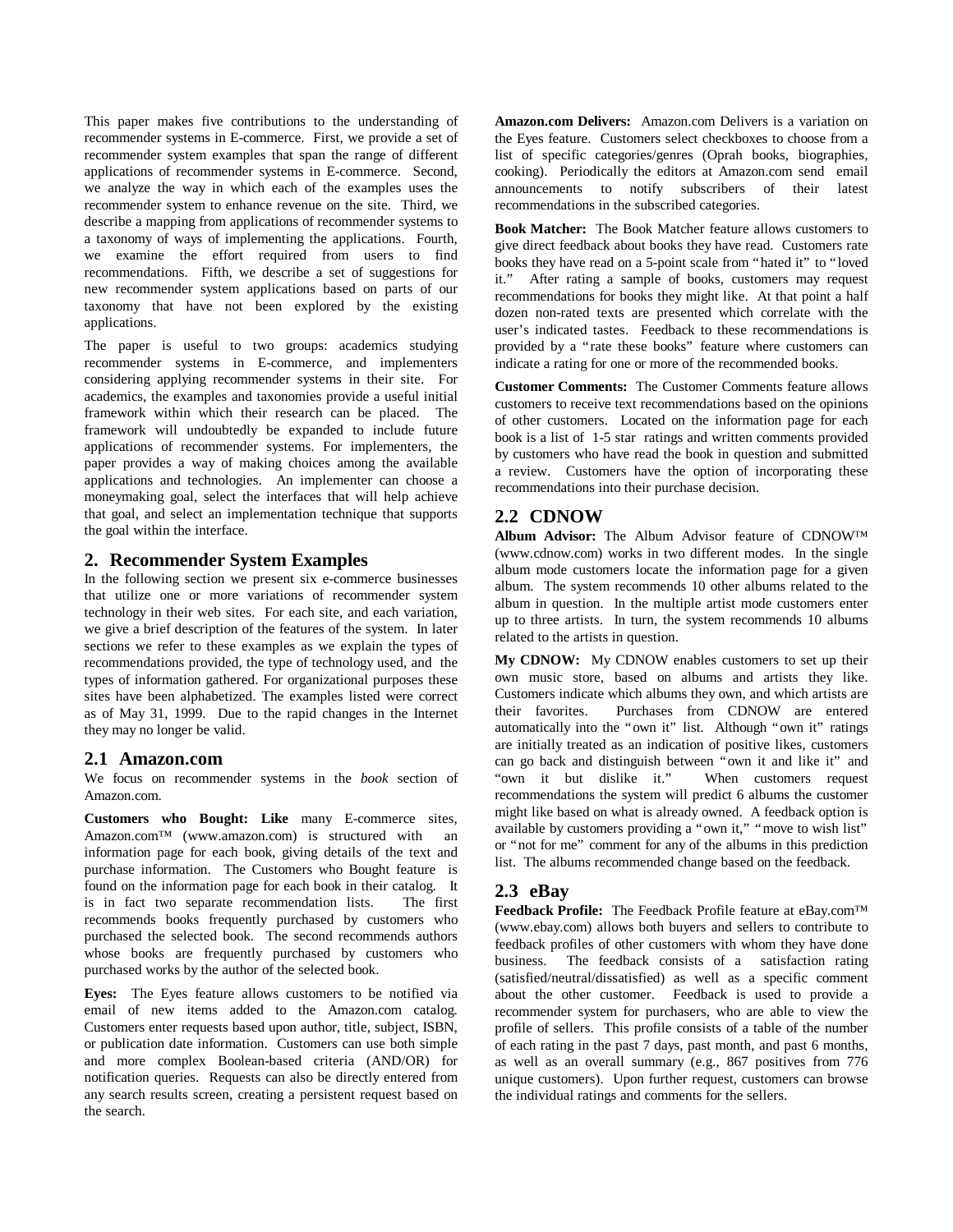This paper makes five contributions to the understanding of recommender systems in E-commerce. First, we provide a set of recommender system examples that span the range of different applications of recommender systems in E-commerce. Second, we analyze the way in which each of the examples uses the recommender system to enhance revenue on the site. Third, we describe a mapping from applications of recommender systems to a taxonomy of ways of implementing the applications. Fourth, we examine the effort required from users to find recommendations. Fifth, we describe a set of suggestions for new recommender system applications based on parts of our taxonomy that have not been explored by the existing applications.

The paper is useful to two groups: academics studying recommender systems in E-commerce, and implementers considering applying recommender systems in their site. For academics, the examples and taxonomies provide a useful initial framework within which their research can be placed. The framework will undoubtedly be expanded to include future applications of recommender systems. For implementers, the paper provides a way of making choices among the available applications and technologies. An implementer can choose a moneymaking goal, select the interfaces that will help achieve that goal, and select an implementation technique that supports the goal within the interface.

## 2. Recommender System Examples

In the following section we present six e-commerce businesses that utilize one or more variations of recommender system technology in their web sites. For each site, and each variation, we give a brief description of the features of the system. In later sections we refer to these examples as we explain the types of recommendations provided, the type of technology used, and the types of information gathered. For organizational purposes these sites have been alphabetized. The examples listed were correct as of May 31, 1999. Due to the rapid changes in the Internet they may no longer be valid.

### 2.1 Amazon.com

We focus on recommender systems in the *book* section of Amazon.com.

**Customers who Bought:** Like many E-commerce sites, Amazon.com™ (www.amazon.com) is structured with an information page for each book, giving details of the text and purchase information. The Customers who Bought feature is found on the information page for each book in their catalog. It is in fact two separate recommendation lists. The first recommends books frequently purchased by customers who purchased the selected book. The second recommends authors whose books are frequently purchased by customers who purchased works by the author of the selected book.

**Eyes:** The Eyes feature allows customers to be notified via email of new items added to the Amazon.com catalog. Customers enter requests based upon author, title, subject, ISBN, or publication date information. Customers can use both simple and more complex Boolean-based criteria (AND/OR) for notification queries. Requests can also be directly entered from any search results screen, creating a persistent request based on the search.

**Amazon.com Delivers:** Amazon.com Delivers is a variation on the Eyes feature. Customers select checkboxes to choose from a list of specific categories/genres (Oprah books, biographies, cooking). Periodically the editors at Amazon.com send email announcements to notify subscribers of their latest recommendations in the subscribed categories.

**Book Matcher:** The Book Matcher feature allows customers to give direct feedback about books they have read. Customers rate books they have read on a 5-point scale from "hated it" to "loved it." After rating a sample of books, customers may request recommendations for books they might like. At that point a half dozen non-rated texts are presented which correlate with the user's indicated tastes. Feedback to these recommendations is provided by a "rate these books" feature where customers can indicate a rating for one or more of the recommended books.

**Customer Comments:** The Customer Comments feature allows customers to receive text recommendations based on the opinions of other customers. Located on the information page for each book is a list of 1-5 star ratings and written comments provided by customers who have read the book in question and submitted a review. Customers have the option of incorporating these recommendations into their purchase decision.

### 2.2 CDNOW

**Album Advisor:** The Album Advisor feature of CDNOW™ (www.cdnow.com) works in two different modes. In the single album mode customers locate the information page for a given album. The system recommends 10 other albums related to the album in question. In the multiple artist mode customers enter up to three artists. In turn, the system recommends 10 albums related to the artists in question.

**My CDNOW:** My CDNOW enables customers to set up their own music store, based on albums and artists they like. Customers indicate which albums they own, and which artists are their favorites. Purchases from CDNOW are entered automatically into the "own it" list. Although "own it" ratings are initially treated as an indication of positive likes, customers can go back and distinguish between "own it and like it" and "own it but dislike it." When customers request recommendations the system will predict 6 albums the customer might like based on what is already owned. A feedback option is available by customers providing a "own it," "move to wish list" or "not for me" comment for any of the albums in this prediction list. The albums recommended change based on the feedback.

### 2.3 eBay

**Feedback Profile:** The Feedback Profile feature at eBay.com™ (www.ebay.com) allows both buyers and sellers to contribute to feedback profiles of other customers with whom they have done business. The feedback consists of a satisfaction rating (satisfied/neutral/dissatisfied) as well as a specific comment about the other customer. Feedback is used to provide a recommender system for purchasers, who are able to view the profile of sellers. This profile consists of a table of the number of each rating in the past 7 days, past month, and past 6 months, as well as an overall summary (e.g., 867 positives from 776 unique customers). Upon further request, customers can browse the individual ratings and comments for the sellers.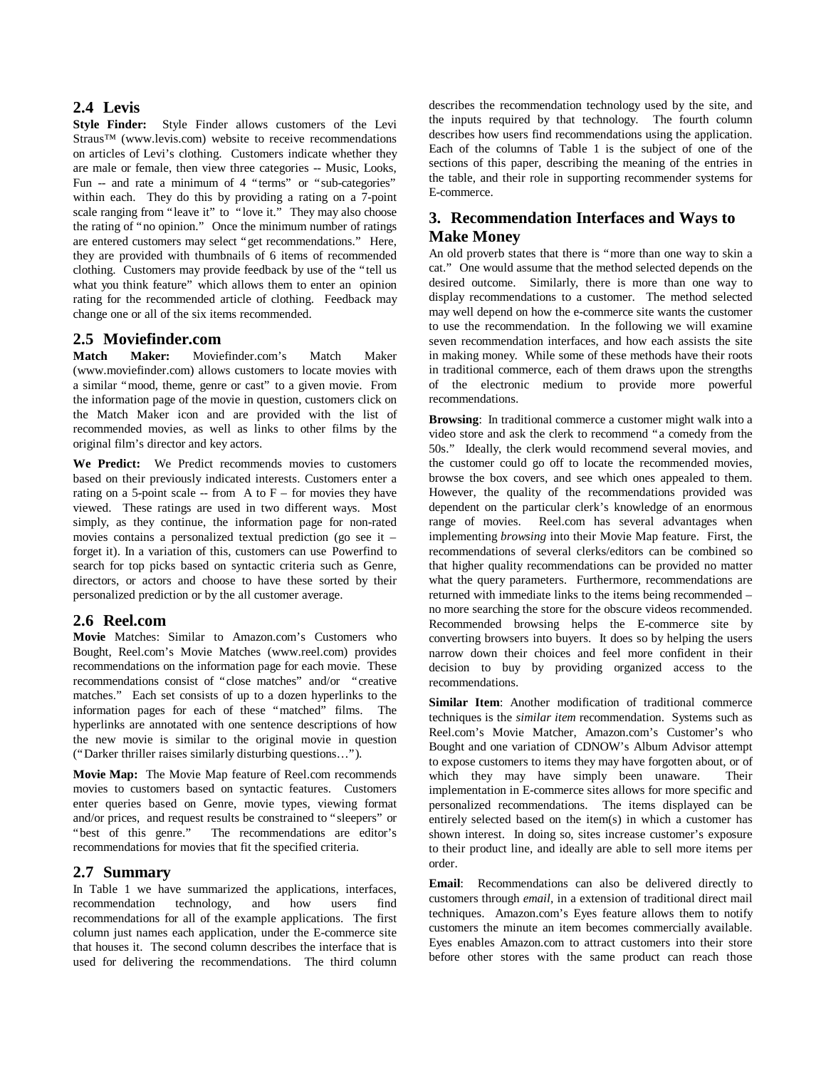## 2.4 Levis

**Style Finder:** Style Finder allows customers of the Levi Straus™ (www.levis.com) website to receive recommendations on articles of Levi's clothing. Customers indicate whether they are male or female, then view three categories -- Music, Looks, Fun -- and rate a minimum of 4 "terms" or "sub-categories" within each. They do this by providing a rating on a 7-point scale ranging from "leave it" to "love it." They may also choose the rating of "no opinion." Once the minimum number of ratings are entered customers may select "get recommendations." Here, they are provided with thumbnails of 6 items of recommended clothing. Customers may provide feedback by use of the "tell us what you think feature" which allows them to enter an opinion rating for the recommended article of clothing. Feedback may change one or all of the six items recommended.

## 2.5 Moviefinder.com

**Match Maker:** Moviefinder.com's Match Maker (www.moviefinder.com) allows customers to locate movies with a similar "mood, theme, genre or cast" to a given movie. From the information page of the movie in question, customers click on the Match Maker icon and are provided with the list of recommended movies, as well as links to other films by the original film's director and key actors.

**We Predict:** We Predict recommends movies to customers based on their previously indicated interests. Customers enter a rating on a 5-point scale -- from A to F – for movies they have viewed. These ratings are used in two different ways. Most simply, as they continue, the information page for non-rated movies contains a personalized textual prediction (go see it – forget it). In a variation of this, customers can use Powerfind to search for top picks based on syntactic criteria such as Genre, directors, or actors and choose to have these sorted by their personalized prediction or by the all customer average.

## 2.6 Reel.com

**Movie** Matches: Similar to Amazon.com's Customers who Bought, Reel.com's Movie Matches (www.reel.com) provides recommendations on the information page for each movie. These recommendations consist of "close matches" and/or "creative matches." Each set consists of up to a dozen hyperlinks to the information pages for each of these "matched" films. The hyperlinks are annotated with one sentence descriptions of how the new movie is similar to the original movie in question ("Darker thriller raises similarly disturbing questions…").

**Movie Map:** The Movie Map feature of Reel.com recommends movies to customers based on syntactic features. Customers enter queries based on Genre, movie types, viewing format and/or prices, and request results be constrained to "sleepers" or "best of this genre." The recommendations are editor's recommendations for movies that fit the specified criteria.

## 2.7 Summary

In Table 1 we have summarized the applications, interfaces, recommendation technology, and how users find recommendations for all of the example applications. The first column just names each application, under the E-commerce site that houses it. The second column describes the interface that is used for delivering the recommendations. The third column describes the recommendation technology used by the site, and the inputs required by that technology. The fourth column describes how users find recommendations using the application. Each of the columns of Table 1 is the subject of one of the sections of this paper, describing the meaning of the entries in the table, and their role in supporting recommender systems for E-commerce.

# 3. Recommendation Interfaces and Ways to Make Money

An old proverb states that there is "more than one way to skin a cat." One would assume that the method selected depends on the desired outcome. Similarly, there is more than one way to display recommendations to a customer. The method selected may well depend on how the e-commerce site wants the customer to use the recommendation. In the following we will examine seven recommendation interfaces, and how each assists the site in making money. While some of these methods have their roots in traditional commerce, each of them draws upon the strengths of the electronic medium to provide more powerful recommendations.

**Browsing**: In traditional commerce a customer might walk into a video store and ask the clerk to recommend "a comedy from the 50s." Ideally, the clerk would recommend several movies, and the customer could go off to locate the recommended movies, browse the box covers, and see which ones appealed to them. However, the quality of the recommendations provided was dependent on the particular clerk's knowledge of an enormous range of movies. Reel.com has several advantages when implementing *browsing* into their Movie Map feature. First, the recommendations of several clerks/editors can be combined so that higher quality recommendations can be provided no matter what the query parameters. Furthermore, recommendations are returned with immediate links to the items being recommended – no more searching the store for the obscure videos recommended. Recommended browsing helps the E-commerce site by converting browsers into buyers. It does so by helping the users narrow down their choices and feel more confident in their decision to buy by providing organized access to the recommendations.

**Similar Item**: Another modification of traditional commerce techniques is the *similar item* recommendation. Systems such as Reel.com's Movie Matcher, Amazon.com's Customer's who Bought and one variation of CDNOW's Album Advisor attempt to expose customers to items they may have forgotten about, or of which they may have simply been unaware. Their implementation in E-commerce sites allows for more specific and personalized recommendations. The items displayed can be entirely selected based on the item(s) in which a customer has shown interest. In doing so, sites increase customer's exposure to their product line, and ideally are able to sell more items per order.

**Email**: Recommendations can also be delivered directly to customers through *email*, in a extension of traditional direct mail techniques. Amazon.com's Eyes feature allows them to notify customers the minute an item becomes commercially available. Eyes enables Amazon.com to attract customers into their store before other stores with the same product can reach those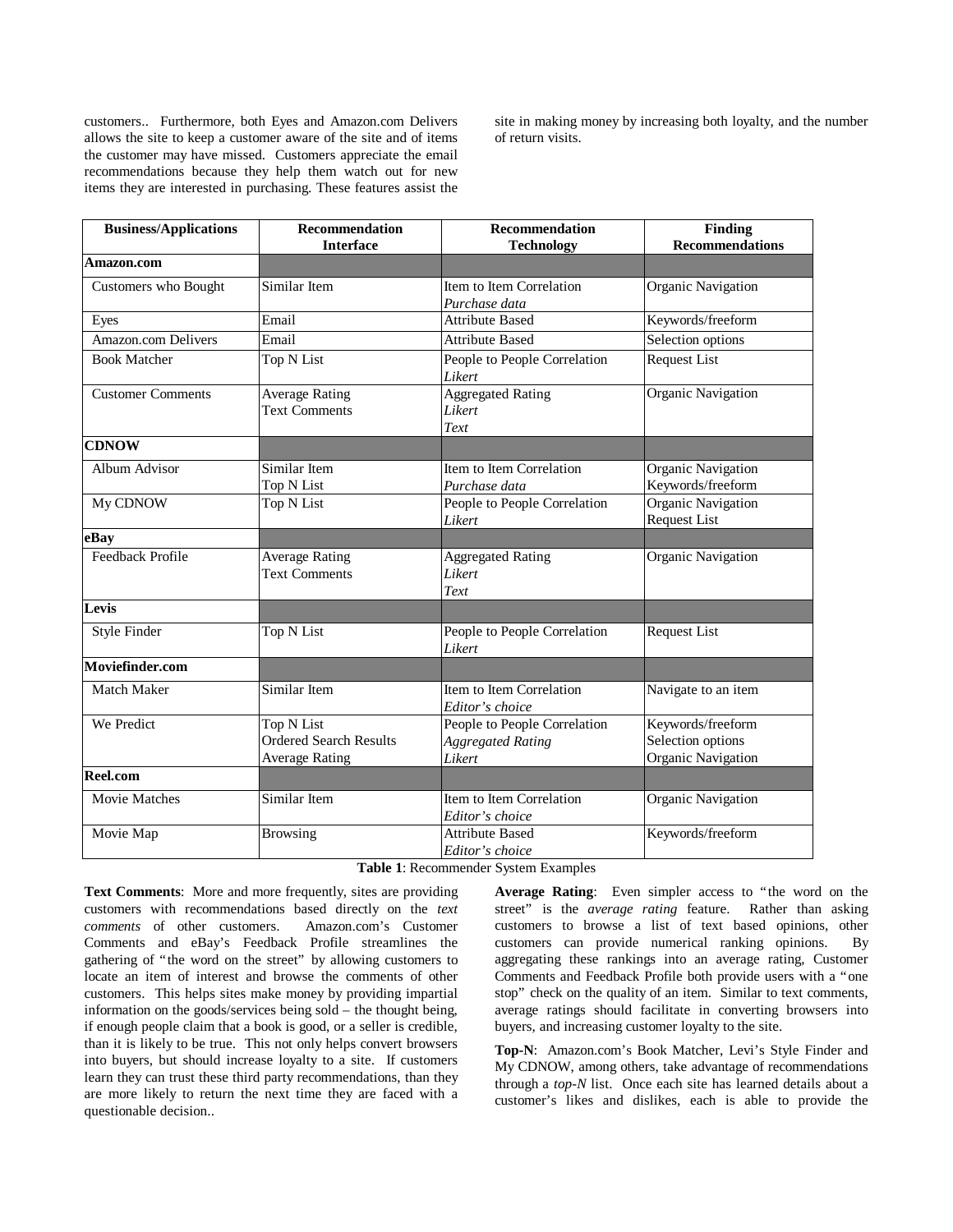customers.. Furthermore, both Eyes and Amazon.com Delivers allows the site to keep a customer aware of the site and of items the customer may have missed. Customers appreciate the email recommendations because they help them watch out for new items they are interested in purchasing. These features assist the site in making money by increasing both loyalty, and the number of return visits.

| Business/Applications | Recommendation Interface | Recommendation Technology | Finding Recommendations |
|---|---|---|---|
| **Amazon.com** | | | |
| Customers who Bought | Similar Item | Item to Item Correlation<br>*Purchase data* | Organic Navigation |
| Eyes | Email | Attribute Based | Keywords/freeform |
| Amazon.com Delivers | Email | Attribute Based | Selection options |
| Book Matcher | Top N List | People to People Correlation<br>*Likert* | Request List |
| Customer Comments | Average Rating<br>Text Comments | Aggregated Rating<br>*Likert*<br>*Text* | Organic Navigation |
| **CDNOW** | | | |
| Album Advisor | Similar Item<br>Top N List | Item to Item Correlation<br>*Purchase data* | Organic Navigation<br>Keywords/freeform |
| My CDNOW | Top N List | People to People Correlation<br>*Likert* | Organic Navigation<br>Request List |
| **eBay** | | | |
| Feedback Profile | Average Rating<br>Text Comments | Aggregated Rating<br>*Likert*<br>*Text* | Organic Navigation |
| **Levis** | | | |
| Style Finder | Top N List | People to People Correlation<br>*Likert* | Request List |
| **Moviefinder.com** | | | |
| Match Maker | Similar Item | Item to Item Correlation<br>*Editor's choice* | Navigate to an item |
| We Predict | Top N List<br>Ordered Search Results<br>Average Rating | People to People Correlation<br>*Aggregated Rating*<br>*Likert* | Keywords/freeform<br>Selection options<br>Organic Navigation |
| **Reel.com** | | | |
| Movie Matches | Similar Item | Item to Item Correlation<br>*Editor's choice* | Organic Navigation |
| Movie Map | Browsing | Attribute Based<br>*Editor's choice* | Keywords/freeform |

**Table 1**: Recommender System Examples

**Text Comments**: More and more frequently, sites are providing customers with recommendations based directly on the *text comments* of other customers. Amazon.com's Customer Comments and eBay's Feedback Profile streamlines the gathering of "the word on the street" by allowing customers to locate an item of interest and browse the comments of other customers. This helps sites make money by providing impartial information on the goods/services being sold – the thought being, if enough people claim that a book is good, or a seller is credible, than it is likely to be true. This not only helps convert browsers into buyers, but should increase loyalty to a site. If customers learn they can trust these third party recommendations, than they are more likely to return the next time they are faced with a questionable decision..

**Average Rating**: Even simpler access to "the word on the street" is the *average rating* feature. Rather than asking customers to browse a list of text based opinions, other customers can provide numerical ranking opinions. By aggregating these rankings into an average rating, Customer Comments and Feedback Profile both provide users with a "one stop" check on the quality of an item. Similar to text comments, average ratings should facilitate in converting browsers into buyers, and increasing customer loyalty to the site.

**Top-N**: Amazon.com's Book Matcher, Levi's Style Finder and My CDNOW, among others, take advantage of recommendations through a *top-N* list. Once each site has learned details about a customer's likes and dislikes, each is able to provide the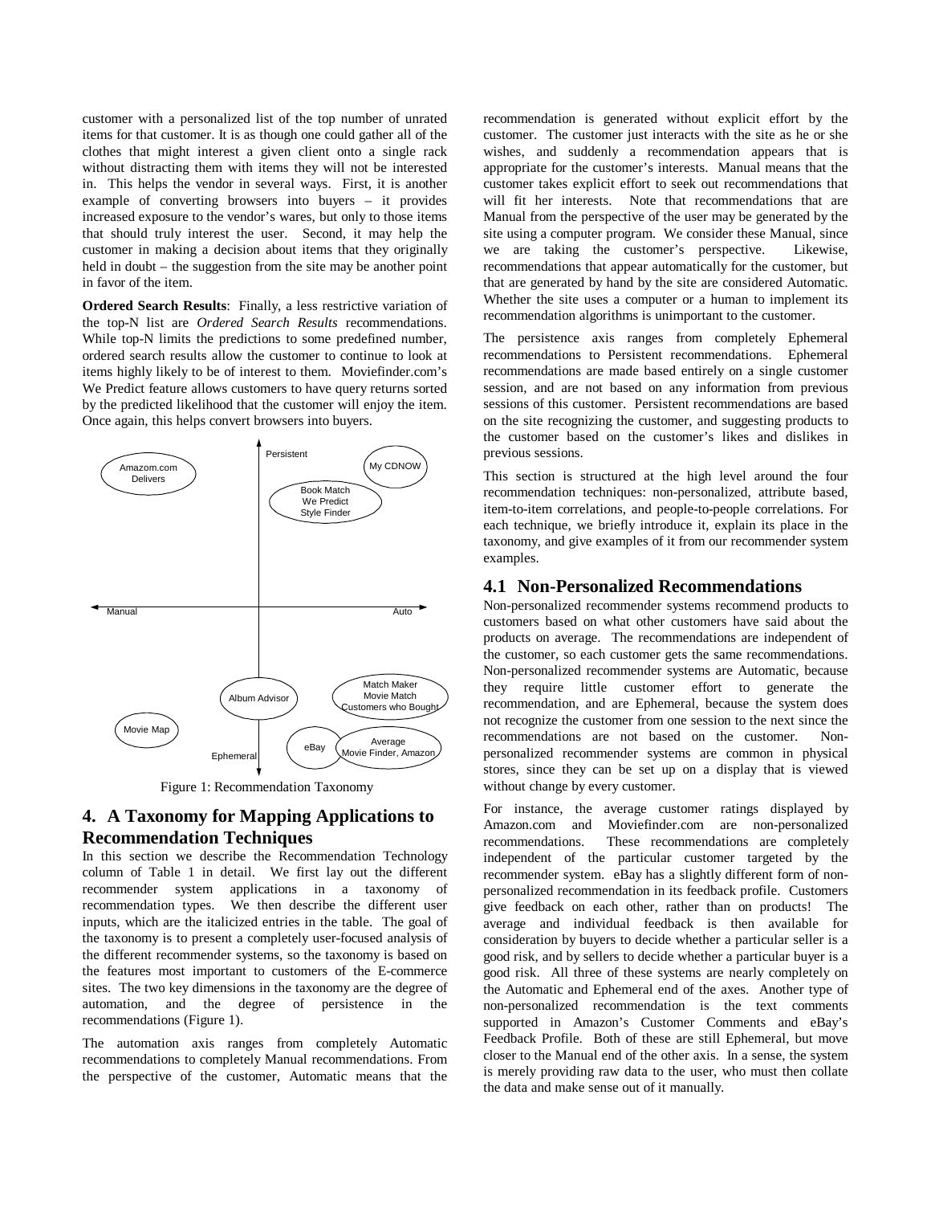customer with a personalized list of the top number of unrated items for that customer. It is as though one could gather all of the clothes that might interest a given client onto a single rack without distracting them with items they will not be interested in. This helps the vendor in several ways. First, it is another example of converting browsers into buyers – it provides increased exposure to the vendor's wares, but only to those items that should truly interest the user. Second, it may help the customer in making a decision about items that they originally held in doubt – the suggestion from the site may be another point in favor of the item.

**Ordered Search Results**: Finally, a less restrictive variation of the top-N list are *Ordered Search Results* recommendations. While top-N limits the predictions to some predefined number, ordered search results allow the customer to continue to look at items highly likely to be of interest to them. Moviefinder.com's We Predict feature allows customers to have query returns sorted by the predicted likelihood that the customer will enjoy the item. Once again, this helps convert browsers into buyers.

Figure 1: Recommendation Taxonomy

## 4. A Taxonomy for Mapping Applications to Recommendation Techniques

In this section we describe the Recommendation Technology column of Table 1 in detail. We first lay out the different recommender system applications in a taxonomy of recommendation types. We then describe the different user inputs, which are the italicized entries in the table. The goal of the taxonomy is to present a completely user-focused analysis of the different recommender systems, so the taxonomy is based on the features most important to customers of the E-commerce sites. The two key dimensions in the taxonomy are the degree of automation, and the degree of persistence in the recommendations (Figure 1).

The automation axis ranges from completely Automatic recommendations to completely Manual recommendations. From the perspective of the customer, Automatic means that the recommendation is generated without explicit effort by the customer. The customer just interacts with the site as he or she wishes, and suddenly a recommendation appears that is appropriate for the customer's interests. Manual means that the customer takes explicit effort to seek out recommendations that will fit her interests. Note that recommendations that are Manual from the perspective of the user may be generated by the site using a computer program. We consider these Manual, since we are taking the customer's perspective. Likewise, recommendations that appear automatically for the customer, but that are generated by hand by the site are considered Automatic. Whether the site uses a computer or a human to implement its recommendation algorithms is unimportant to the customer.

The persistence axis ranges from completely Ephemeral recommendations to Persistent recommendations. Ephemeral recommendations are made based entirely on a single customer session, and are not based on any information from previous sessions of this customer. Persistent recommendations are based on the site recognizing the customer, and suggesting products to the customer based on the customer's likes and dislikes in previous sessions.

This section is structured at the high level around the four recommendation techniques: non-personalized, attribute based, item-to-item correlations, and people-to-people correlations. For each technique, we briefly introduce it, explain its place in the taxonomy, and give examples of it from our recommender system examples.

### 4.1 Non-Personalized Recommendations

Non-personalized recommender systems recommend products to customers based on what other customers have said about the products on average. The recommendations are independent of the customer, so each customer gets the same recommendations. Non-personalized recommender systems are Automatic, because they require little customer effort to generate the recommendation, and are Ephemeral, because the system does not recognize the customer from one session to the next since the recommendations are not based on the customer. Non-personalized recommender systems are common in physical stores, since they can be set up on a display that is viewed without change by every customer.

For instance, the average customer ratings displayed by Amazon.com and Moviefinder.com are non-personalized recommendations. These recommendations are completely independent of the particular customer targeted by the recommender system. eBay has a slightly different form of non-personalized recommendation in its feedback profile. Customers give feedback on each other, rather than on products! The average and individual feedback is then available for consideration by buyers to decide whether a particular seller is a good risk, and by sellers to decide whether a particular buyer is a good risk. All three of these systems are nearly completely on the Automatic and Ephemeral end of the axes. Another type of non-personalized recommendation is the text comments supported in Amazon's Customer Comments and eBay's Feedback Profile. Both of these are still Ephemeral, but move closer to the Manual end of the other axis. In a sense, the system is merely providing raw data to the user, who must then collate the data and make sense out of it manually.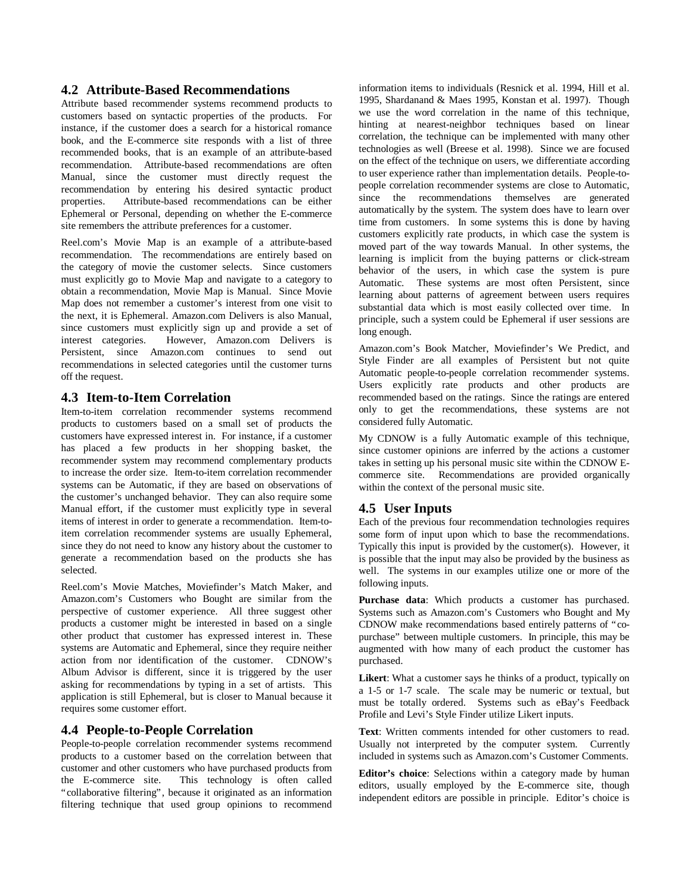### 4.2 Attribute-Based Recommendations

Attribute based recommender systems recommend products to customers based on syntactic properties of the products. For instance, if the customer does a search for a historical romance book, and the E-commerce site responds with a list of three recommended books, that is an example of an attribute-based recommendation. Attribute-based recommendations are often Manual, since the customer must directly request the recommendation by entering his desired syntactic product properties. Attribute-based recommendations can be either Ephemeral or Personal, depending on whether the E-commerce site remembers the attribute preferences for a customer.

Reel.com's Movie Map is an example of a attribute-based recommendation. The recommendations are entirely based on the category of movie the customer selects. Since customers must explicitly go to Movie Map and navigate to a category to obtain a recommendation, Movie Map is Manual. Since Movie Map does not remember a customer's interest from one visit to the next, it is Ephemeral. Amazon.com Delivers is also Manual, since customers must explicitly sign up and provide a set of interest categories. However, Amazon.com Delivers is Persistent, since Amazon.com continues to send out recommendations in selected categories until the customer turns off the request.

### 4.3 Item-to-Item Correlation

Item-to-item correlation recommender systems recommend products to customers based on a small set of products the customers have expressed interest in. For instance, if a customer has placed a few products in her shopping basket, the recommender system may recommend complementary products to increase the order size. Item-to-item correlation recommender systems can be Automatic, if they are based on observations of the customer's unchanged behavior. They can also require some Manual effort, if the customer must explicitly type in several items of interest in order to generate a recommendation. Item-to-item correlation recommender systems are usually Ephemeral, since they do not need to know any history about the customer to generate a recommendation based on the products she has selected.

Reel.com's Movie Matches, Moviefinder's Match Maker, and Amazon.com's Customers who Bought are similar from the perspective of customer experience. All three suggest other products a customer might be interested in based on a single other product that customer has expressed interest in. These systems are Automatic and Ephemeral, since they require neither action from nor identification of the customer. CDNOW's Album Advisor is different, since it is triggered by the user asking for recommendations by typing in a set of artists. This application is still Ephemeral, but is closer to Manual because it requires some customer effort.

### 4.4 People-to-People Correlation

People-to-people correlation recommender systems recommend products to a customer based on the correlation between that customer and other customers who have purchased products from the E-commerce site. This technology is often called "collaborative filtering", because it originated as an information filtering technique that used group opinions to recommend information items to individuals (Resnick et al. 1994, Hill et al. 1995, Shardanand & Maes 1995, Konstan et al. 1997). Though we use the word correlation in the name of this technique, hinting at nearest-neighbor techniques based on linear correlation, the technique can be implemented with many other technologies as well (Breese et al. 1998). Since we are focused on the effect of the technique on users, we differentiate according to user experience rather than implementation details. People-to-people correlation recommender systems are close to Automatic, since the recommendations themselves are generated automatically by the system. The system does have to learn over time from customers. In some systems this is done by having customers explicitly rate products, in which case the system is moved part of the way towards Manual. In other systems, the learning is implicit from the buying patterns or click-stream behavior of the users, in which case the system is pure Automatic. These systems are most often Persistent, since learning about patterns of agreement between users requires substantial data which is most easily collected over time. In principle, such a system could be Ephemeral if user sessions are long enough.

Amazon.com's Book Matcher, Moviefinder's We Predict, and Style Finder are all examples of Persistent but not quite Automatic people-to-people correlation recommender systems. Users explicitly rate products and other products are recommended based on the ratings. Since the ratings are entered only to get the recommendations, these systems are not considered fully Automatic.

My CDNOW is a fully Automatic example of this technique, since customer opinions are inferred by the actions a customer takes in setting up his personal music site within the CDNOW E-commerce site. Recommendations are provided organically within the context of the personal music site.

### 4.5 User Inputs

Each of the previous four recommendation technologies requires some form of input upon which to base the recommendations. Typically this input is provided by the customer(s). However, it is possible that the input may also be provided by the business as well. The systems in our examples utilize one or more of the following inputs.

**Purchase data**: Which products a customer has purchased. Systems such as Amazon.com's Customers who Bought and My CDNOW make recommendations based entirely patterns of "co-purchase" between multiple customers. In principle, this may be augmented with how many of each product the customer has purchased.

**Likert**: What a customer says he thinks of a product, typically on a 1-5 or 1-7 scale. The scale may be numeric or textual, but must be totally ordered. Systems such as eBay's Feedback Profile and Levi's Style Finder utilize Likert inputs.

**Text**: Written comments intended for other customers to read. Usually not interpreted by the computer system. Currently included in systems such as Amazon.com's Customer Comments.

**Editor's choice**: Selections within a category made by human editors, usually employed by the E-commerce site, though independent editors are possible in principle. Editor's choice is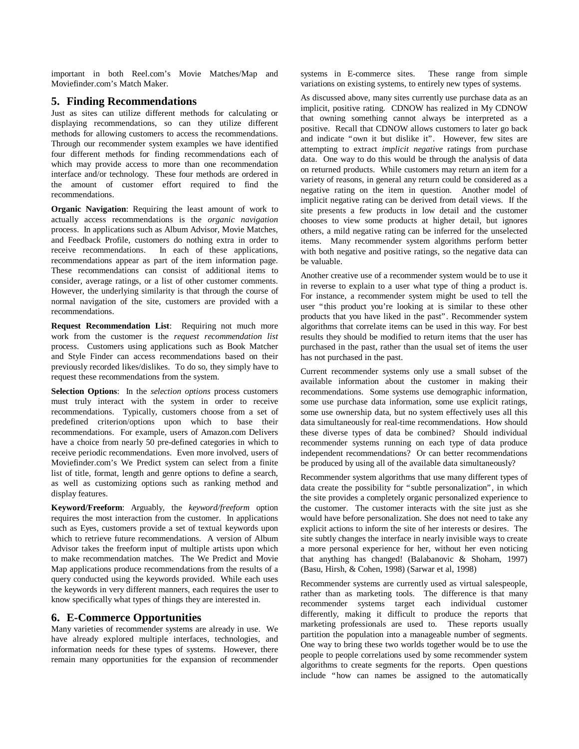important in both Reel.com's Movie Matches/Map and Moviefinder.com's Match Maker.

## 5. Finding Recommendations

Just as sites can utilize different methods for calculating or displaying recommendations, so can they utilize different methods for allowing customers to access the recommendations. Through our recommender system examples we have identified four different methods for finding recommendations each of which may provide access to more than one recommendation interface and/or technology. These four methods are ordered in the amount of customer effort required to find the recommendations.

**Organic Navigation**: Requiring the least amount of work to actually access recommendations is the *organic navigation* process. In applications such as Album Advisor, Movie Matches, and Feedback Profile, customers do nothing extra in order to receive recommendations. In each of these applications, recommendations appear as part of the item information page. These recommendations can consist of additional items to consider, average ratings, or a list of other customer comments. However, the underlying similarity is that through the course of normal navigation of the site, customers are provided with a recommendations.

**Request Recommendation List**: Requiring not much more work from the customer is the *request recommendation list* process. Customers using applications such as Book Matcher and Style Finder can access recommendations based on their previously recorded likes/dislikes. To do so, they simply have to request these recommendations from the system.

**Selection Options**: In the *selection options* process customers must truly interact with the system in order to receive recommendations. Typically, customers choose from a set of predefined criterion/options upon which to base their recommendations. For example, users of Amazon.com Delivers have a choice from nearly 50 pre-defined categories in which to receive periodic recommendations. Even more involved, users of Moviefinder.com's We Predict system can select from a finite list of title, format, length and genre options to define a search, as well as customizing options such as ranking method and display features.

**Keyword/Freeform**: Arguably, the *keyword/freeform* option requires the most interaction from the customer. In applications such as Eyes, customers provide a set of textual keywords upon which to retrieve future recommendations. A version of Album Advisor takes the freeform input of multiple artists upon which to make recommendation matches. The We Predict and Movie Map applications produce recommendations from the results of a query conducted using the keywords provided. While each uses the keywords in very different manners, each requires the user to know specifically what types of things they are interested in.

## 6. E-Commerce Opportunities

Many varieties of recommender systems are already in use. We have already explored multiple interfaces, technologies, and information needs for these types of systems. However, there remain many opportunities for the expansion of recommender systems in E-commerce sites. These range from simple variations on existing systems, to entirely new types of systems.

As discussed above, many sites currently use purchase data as an implicit, positive rating. CDNOW has realized in My CDNOW that owning something cannot always be interpreted as a positive. Recall that CDNOW allows customers to later go back and indicate "own it but dislike it". However, few sites are attempting to extract *implicit negative* ratings from purchase data. One way to do this would be through the analysis of data on returned products. While customers may return an item for a variety of reasons, in general any return could be considered as a negative rating on the item in question. Another model of implicit negative rating can be derived from detail views. If the site presents a few products in low detail and the customer chooses to view some products at higher detail, but ignores others, a mild negative rating can be inferred for the unselected items. Many recommender system algorithms perform better with both negative and positive ratings, so the negative data can be valuable.

Another creative use of a recommender system would be to use it in reverse to explain to a user what type of thing a product is. For instance, a recommender system might be used to tell the user "this product you're looking at is similar to these other products that you have liked in the past". Recommender system algorithms that correlate items can be used in this way. For best results they should be modified to return items that the user has purchased in the past, rather than the usual set of items the user has not purchased in the past.

Current recommender systems only use a small subset of the available information about the customer in making their recommendations. Some systems use demographic information, some use purchase data information, some use explicit ratings, some use ownership data, but no system effectively uses all this data simultaneously for real-time recommendations. How should these diverse types of data be combined? Should individual recommender systems running on each type of data produce independent recommendations? Or can better recommendations be produced by using all of the available data simultaneously?

Recommender system algorithms that use many different types of data create the possibility for "subtle personalization", in which the site provides a completely organic personalized experience to the customer. The customer interacts with the site just as she would have before personalization. She does not need to take any explicit actions to inform the site of her interests or desires. The site subtly changes the interface in nearly invisible ways to create a more personal experience for her, without her even noticing that anything has changed! (Balabanovic & Shoham, 1997) (Basu, Hirsh, & Cohen, 1998) (Sarwar et al, 1998)

Recommender systems are currently used as virtual salespeople, rather than as marketing tools. The difference is that many recommender systems target each individual customer differently, making it difficult to produce the reports that marketing professionals are used to. These reports usually partition the population into a manageable number of segments. One way to bring these two worlds together would be to use the people to people correlations used by some recommender system algorithms to create segments for the reports. Open questions include "how can names be assigned to the automatically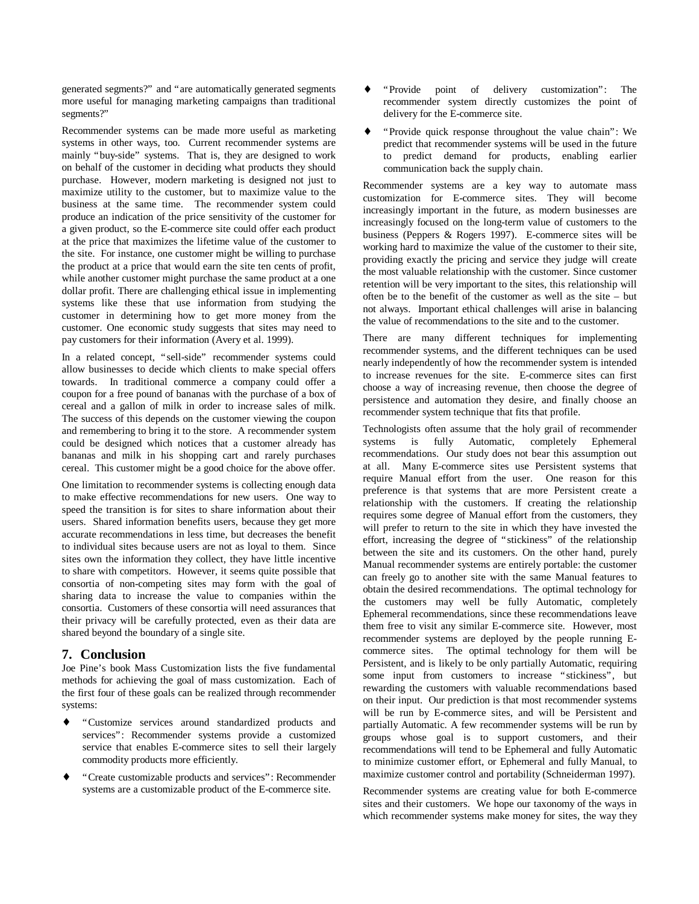generated segments?" and "are automatically generated segments more useful for managing marketing campaigns than traditional segments?"

Recommender systems can be made more useful as marketing systems in other ways, too. Current recommender systems are mainly "buy-side" systems. That is, they are designed to work on behalf of the customer in deciding what products they should purchase. However, modern marketing is designed not just to maximize utility to the customer, but to maximize value to the business at the same time. The recommender system could produce an indication of the price sensitivity of the customer for a given product, so the E-commerce site could offer each product at the price that maximizes the lifetime value of the customer to the site. For instance, one customer might be willing to purchase the product at a price that would earn the site ten cents of profit, while another customer might purchase the same product at a one dollar profit. There are challenging ethical issue in implementing systems like these that use information from studying the customer in determining how to get more money from the customer. One economic study suggests that sites may need to pay customers for their information (Avery et al. 1999).

In a related concept, "sell-side" recommender systems could allow businesses to decide which clients to make special offers towards. In traditional commerce a company could offer a coupon for a free pound of bananas with the purchase of a box of cereal and a gallon of milk in order to increase sales of milk. The success of this depends on the customer viewing the coupon and remembering to bring it to the store. A recommender system could be designed which notices that a customer already has bananas and milk in his shopping cart and rarely purchases cereal. This customer might be a good choice for the above offer.

One limitation to recommender systems is collecting enough data to make effective recommendations for new users. One way to speed the transition is for sites to share information about their users. Shared information benefits users, because they get more accurate recommendations in less time, but decreases the benefit to individual sites because users are not as loyal to them. Since sites own the information they collect, they have little incentive to share with competitors. However, it seems quite possible that consortia of non-competing sites may form with the goal of sharing data to increase the value to companies within the consortia. Customers of these consortia will need assurances that their privacy will be carefully protected, even as their data are shared beyond the boundary of a single site.

## 7. Conclusion

Joe Pine's book Mass Customization lists the five fundamental methods for achieving the goal of mass customization. Each of the first four of these goals can be realized through recommender systems:

- "Customize services around standardized products and services": Recommender systems provide a customized service that enables E-commerce sites to sell their largely commodity products more efficiently.
- "Create customizable products and services": Recommender systems are a customizable product of the E-commerce site.
- "Provide point of delivery customization": The recommender system directly customizes the point of delivery for the E-commerce site.
- "Provide quick response throughout the value chain": We predict that recommender systems will be used in the future to predict demand for products, enabling earlier communication back the supply chain.

Recommender systems are a key way to automate mass customization for E-commerce sites. They will become increasingly important in the future, as modern businesses are increasingly focused on the long-term value of customers to the business (Peppers & Rogers 1997). E-commerce sites will be working hard to maximize the value of the customer to their site, providing exactly the pricing and service they judge will create the most valuable relationship with the customer. Since customer retention will be very important to the sites, this relationship will often be to the benefit of the customer as well as the site – but not always. Important ethical challenges will arise in balancing the value of recommendations to the site and to the customer.

There are many different techniques for implementing recommender systems, and the different techniques can be used nearly independently of how the recommender system is intended to increase revenues for the site. E-commerce sites can first choose a way of increasing revenue, then choose the degree of persistence and automation they desire, and finally choose an recommender system technique that fits that profile.

Technologists often assume that the holy grail of recommender systems is fully Automatic, completely Ephemeral recommendations. Our study does not bear this assumption out at all. Many E-commerce sites use Persistent systems that require Manual effort from the user. One reason for this preference is that systems that are more Persistent create a relationship with the customers. If creating the relationship requires some degree of Manual effort from the customers, they will prefer to return to the site in which they have invested the effort, increasing the degree of "stickiness" of the relationship between the site and its customers. On the other hand, purely Manual recommender systems are entirely portable: the customer can freely go to another site with the same Manual features to obtain the desired recommendations. The optimal technology for the customers may well be fully Automatic, completely Ephemeral recommendations, since these recommendations leave them free to visit any similar E-commerce site. However, most recommender systems are deployed by the people running E-commerce sites. The optimal technology for them will be Persistent, and is likely to be only partially Automatic, requiring some input from customers to increase "stickiness", but rewarding the customers with valuable recommendations based on their input. Our prediction is that most recommender systems will be run by E-commerce sites, and will be Persistent and partially Automatic. A few recommender systems will be run by groups whose goal is to support customers, and their recommendations will tend to be Ephemeral and fully Automatic to minimize customer effort, or Ephemeral and fully Manual, to maximize customer control and portability (Schneiderman 1997).

Recommender systems are creating value for both E-commerce sites and their customers. We hope our taxonomy of the ways in which recommender systems make money for sites, the way they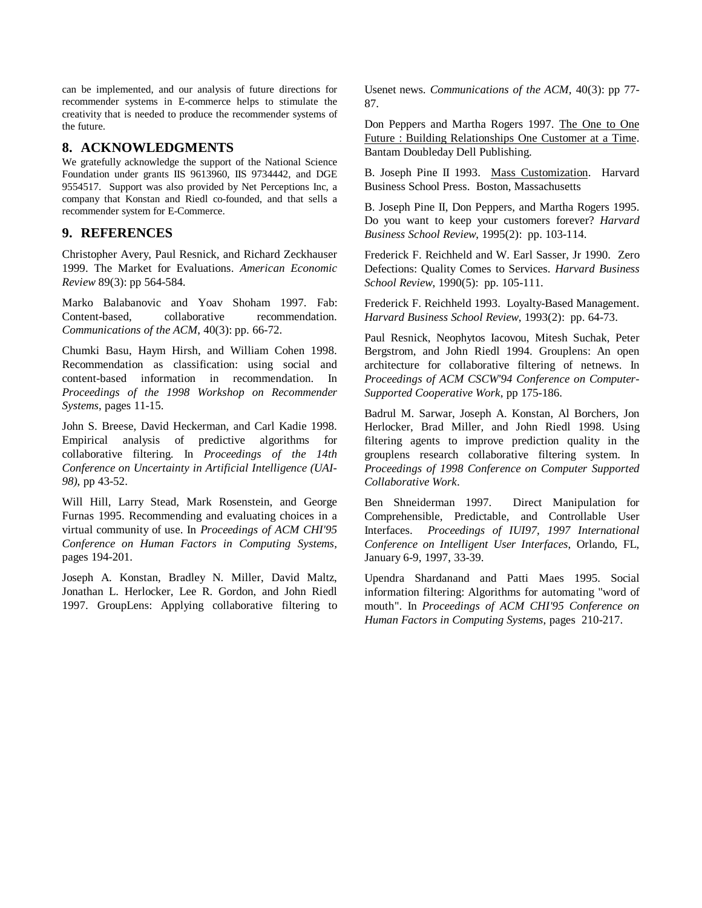can be implemented, and our analysis of future directions for recommender systems in E-commerce helps to stimulate the creativity that is needed to produce the recommender systems of the future.

## 8. ACKNOWLEDGMENTS

We gratefully acknowledge the support of the National Science Foundation under grants IIS 9613960, IIS 9734442, and DGE 9554517. Support was also provided by Net Perceptions Inc, a company that Konstan and Riedl co-founded, and that sells a recommender system for E-Commerce.

## 9. REFERENCES

Christopher Avery, Paul Resnick, and Richard Zeckhauser 1999. The Market for Evaluations. *American Economic Review* 89(3): pp 564-584.

Marko Balabanovic and Yoav Shoham 1997. Fab: Content-based, collaborative recommendation. *Communications of the ACM*, 40(3): pp. 66-72.

Chumki Basu, Haym Hirsh, and William Cohen 1998. Recommendation as classification: using social and content-based information in recommendation. In *Proceedings of the 1998 Workshop on Recommender Systems*, pages 11-15.

John S. Breese, David Heckerman, and Carl Kadie 1998. Empirical analysis of predictive algorithms for collaborative filtering. In *Proceedings of the 14th Conference on Uncertainty in Artificial Intelligence (UAI-98)*, pp 43-52.

Will Hill, Larry Stead, Mark Rosenstein, and George Furnas 1995. Recommending and evaluating choices in a virtual community of use. In *Proceedings of ACM CHI'95 Conference on Human Factors in Computing Systems*, pages 194-201.

Joseph A. Konstan, Bradley N. Miller, David Maltz, Jonathan L. Herlocker, Lee R. Gordon, and John Riedl 1997. GroupLens: Applying collaborative filtering to Usenet news. *Communications of the ACM*, 40(3): pp 77-87.

Don Peppers and Martha Rogers 1997. The One to One Future : Building Relationships One Customer at a Time. Bantam Doubleday Dell Publishing.

B. Joseph Pine II 1993. Mass Customization. Harvard Business School Press. Boston, Massachusetts

B. Joseph Pine II, Don Peppers, and Martha Rogers 1995. Do you want to keep your customers forever? *Harvard Business School Review*, 1995(2): pp. 103-114.

Frederick F. Reichheld and W. Earl Sasser, Jr 1990. Zero Defections: Quality Comes to Services. *Harvard Business School Review*, 1990(5): pp. 105-111.

Frederick F. Reichheld 1993. Loyalty-Based Management. *Harvard Business School Review*, 1993(2): pp. 64-73.

Paul Resnick, Neophytos Iacovou, Mitesh Suchak, Peter Bergstrom, and John Riedl 1994. Grouplens: An open architecture for collaborative filtering of netnews. In *Proceedings of ACM CSCW'94 Conference on Computer-Supported Cooperative Work*, pp 175-186.

Badrul M. Sarwar, Joseph A. Konstan, Al Borchers, Jon Herlocker, Brad Miller, and John Riedl 1998. Using filtering agents to improve prediction quality in the grouplens research collaborative filtering system. In *Proceedings of 1998 Conference on Computer Supported Collaborative Work*.

Ben Shneiderman 1997. Direct Manipulation for Comprehensible, Predictable, and Controllable User Interfaces. *Proceedings of IUI97, 1997 International Conference on Intelligent User Interfaces*, Orlando, FL, January 6-9, 1997, 33-39.

Upendra Shardanand and Patti Maes 1995. Social information filtering: Algorithms for automating "word of mouth". In *Proceedings of ACM CHI'95 Conference on Human Factors in Computing Systems*, pages 210-217.